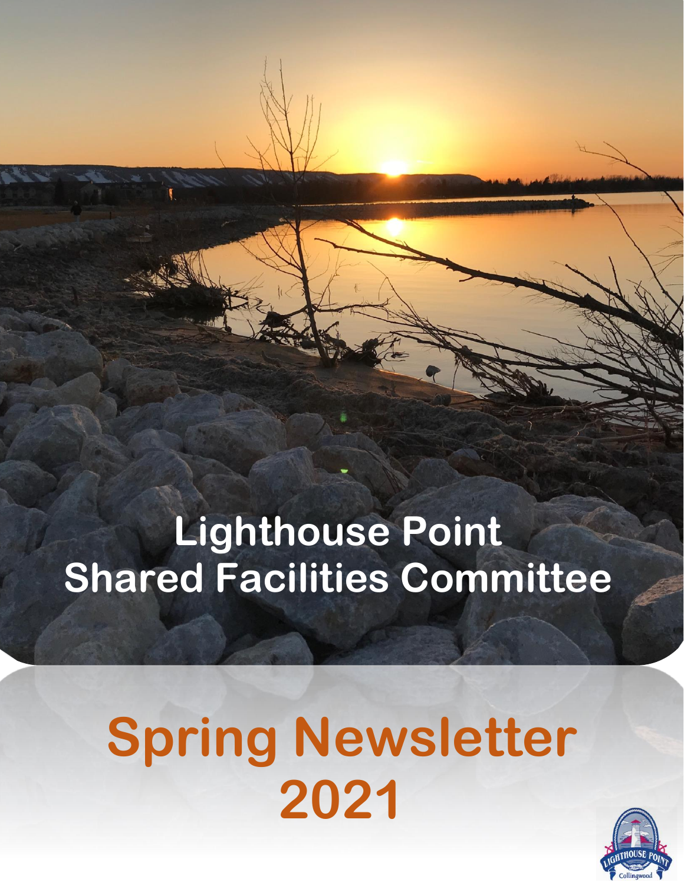# Lighthouse Point Shared Facilities Committee

# Spring Newsletter 2021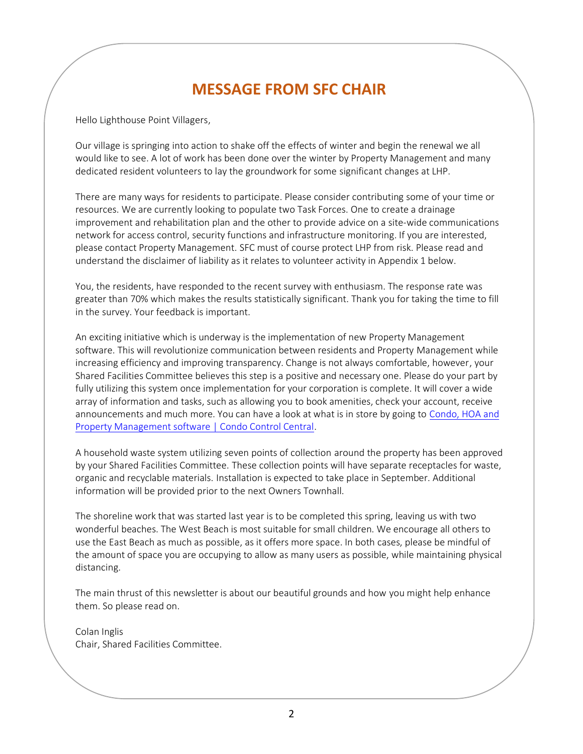# MESSAGE FROM SFC CHAIR

Hello Lighthouse Point Villagers,

Our village is springing into action to shake off the effects of winter and begin the renewal we all would like to see. A lot of work has been done over the winter by Property Management and many dedicated resident volunteers to lay the groundwork for some significant changes at LHP.

There are many ways for residents to participate. Please consider contributing some of your time or resources. We are currently looking to populate two Task Forces. One to create a drainage improvement and rehabilitation plan and the other to provide advice on a site-wide communications network for access control, security functions and infrastructure monitoring. If you are interested, please contact Property Management. SFC must of course protect LHP from risk. Please read and understand the disclaimer of liability as it relates to volunteer activity in Appendix 1 below.

You, the residents, have responded to the recent survey with enthusiasm. The response rate was greater than 70% which makes the results statistically significant. Thank you for taking the time to fill in the survey. Your feedback is important.

An exciting initiative which is underway is the implementation of new Property Management software. This will revolutionize communication between residents and Property Management while increasing efficiency and improving transparency. Change is not always comfortable, however, your Shared Facilities Committee believes this step is a positive and necessary one. Please do your part by fully utilizing this system once implementation for your corporation is complete. It will cover a wide array of information and tasks, such as allowing you to book amenities, check your account, receive announcements and much more. You can have a look at what is in store by going to [Condo, HOA and Property Management software | Condo Control Central](#).

A household waste system utilizing seven points of collection around the property has been approved by your Shared Facilities Committee. These collection points will have separate receptacles for waste, organic and recyclable materials. Installation is expected to take place in September. Additional information will be provided prior to the next Owners Townhall.

The shoreline work that was started last year is to be completed this spring, leaving us with two wonderful beaches. The West Beach is most suitable for small children. We encourage all others to use the East Beach as much as possible, as it offers more space. In both cases, please be mindful of the amount of space you are occupying to allow as many users as possible, while maintaining physical distancing.

The main thrust of this newsletter is about our beautiful grounds and how you might help enhance them. So please read on.

Colan Inglis  
Chair, Shared Facilities Committee.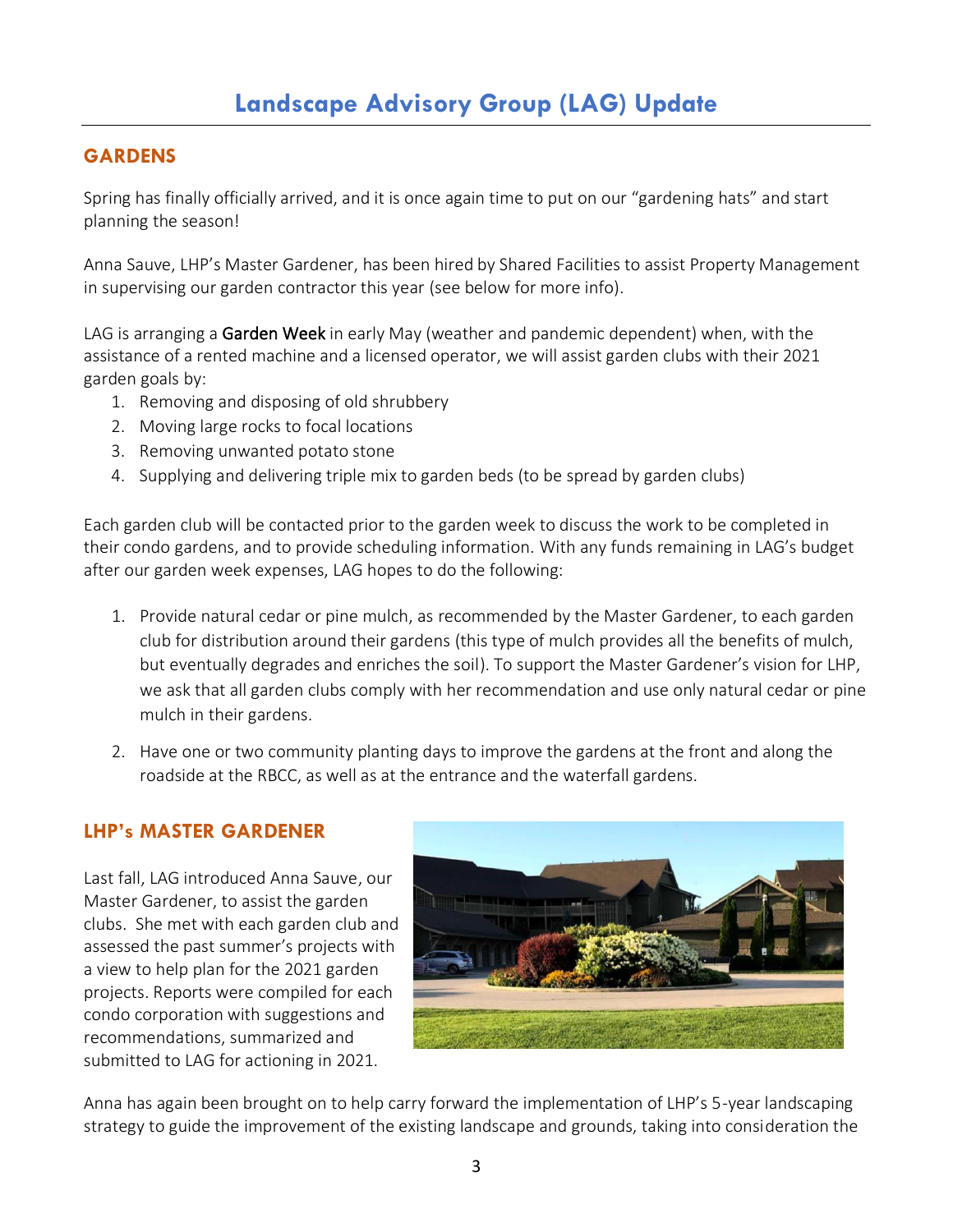# Landscape Advisory Group (LAG) Update

## GARDENS

Spring has finally officially arrived, and it is once again time to put on our "gardening hats" and start planning the season!

Anna Sauve, LHP's Master Gardener, has been hired by Shared Facilities to assist Property Management in supervising our garden contractor this year (see below for more info).

LAG is arranging a **Garden Week** in early May (weather and pandemic dependent) when, with the assistance of a rented machine and a licensed operator, we will assist garden clubs with their 2021 garden goals by:

1. Removing and disposing of old shrubbery
2. Moving large rocks to focal locations
3. Removing unwanted potato stone
4. Supplying and delivering triple mix to garden beds (to be spread by garden clubs)

Each garden club will be contacted prior to the garden week to discuss the work to be completed in their condo gardens, and to provide scheduling information. With any funds remaining in LAG's budget after our garden week expenses, LAG hopes to do the following:

1. Provide natural cedar or pine mulch, as recommended by the Master Gardener, to each garden club for distribution around their gardens (this type of mulch provides all the benefits of mulch, but eventually degrades and enriches the soil). To support the Master Gardener's vision for LHP, we ask that all garden clubs comply with her recommendation and use only natural cedar or pine mulch in their gardens.

2. Have one or two community planting days to improve the gardens at the front and along the roadside at the RBCC, as well as at the entrance and the waterfall gardens.

## LHP's MASTER GARDENER

Last fall, LAG introduced Anna Sauve, our Master Gardener, to assist the garden clubs. She met with each garden club and assessed the past summer's projects with a view to help plan for the 2021 garden projects. Reports were compiled for each condo corporation with suggestions and recommendations, summarized and submitted to LAG for actioning in 2021.

Anna has again been brought on to help carry forward the implementation of LHP's 5-year landscaping strategy to guide the improvement of the existing landscape and grounds, taking into consideration the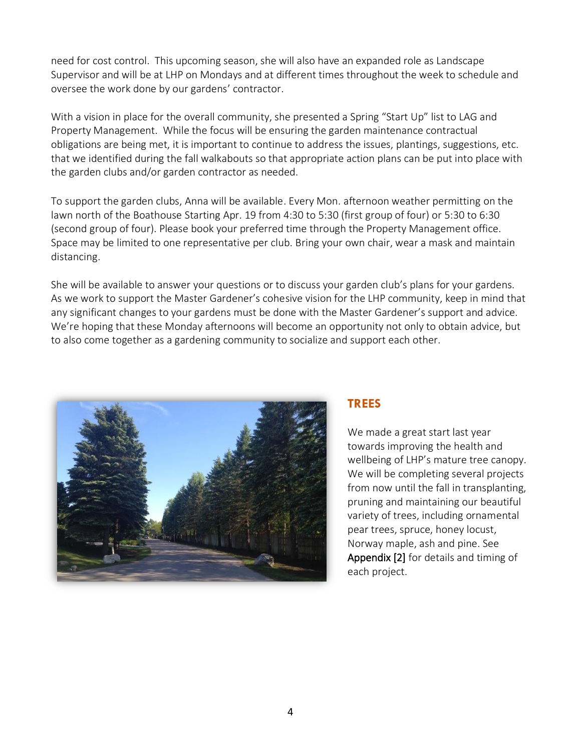need for cost control. This upcoming season, she will also have an expanded role as Landscape Supervisor and will be at LHP on Mondays and at different times throughout the week to schedule and oversee the work done by our gardens' contractor.

With a vision in place for the overall community, she presented a Spring "Start Up" list to LAG and Property Management. While the focus will be ensuring the garden maintenance contractual obligations are being met, it is important to continue to address the issues, plantings, suggestions, etc. that we identified during the fall walkabouts so that appropriate action plans can be put into place with the garden clubs and/or garden contractor as needed.

To support the garden clubs, Anna will be available. Every Mon. afternoon weather permitting on the lawn north of the Boathouse Starting Apr. 19 from 4:30 to 5:30 (first group of four) or 5:30 to 6:30 (second group of four). Please book your preferred time through the Property Management office. Space may be limited to one representative per club. Bring your own chair, wear a mask and maintain distancing.

She will be available to answer your questions or to discuss your garden club's plans for your gardens. As we work to support the Master Gardener's cohesive vision for the LHP community, keep in mind that any significant changes to your gardens must be done with the Master Gardener's support and advice. We're hoping that these Monday afternoons will become an opportunity not only to obtain advice, but to also come together as a gardening community to socialize and support each other.

## TREES

We made a great start last year towards improving the health and wellbeing of LHP's mature tree canopy. We will be completing several projects from now until the fall in transplanting, pruning and maintaining our beautiful variety of trees, including ornamental pear trees, spruce, honey locust, Norway maple, ash and pine. See Appendix [2] for details and timing of each project.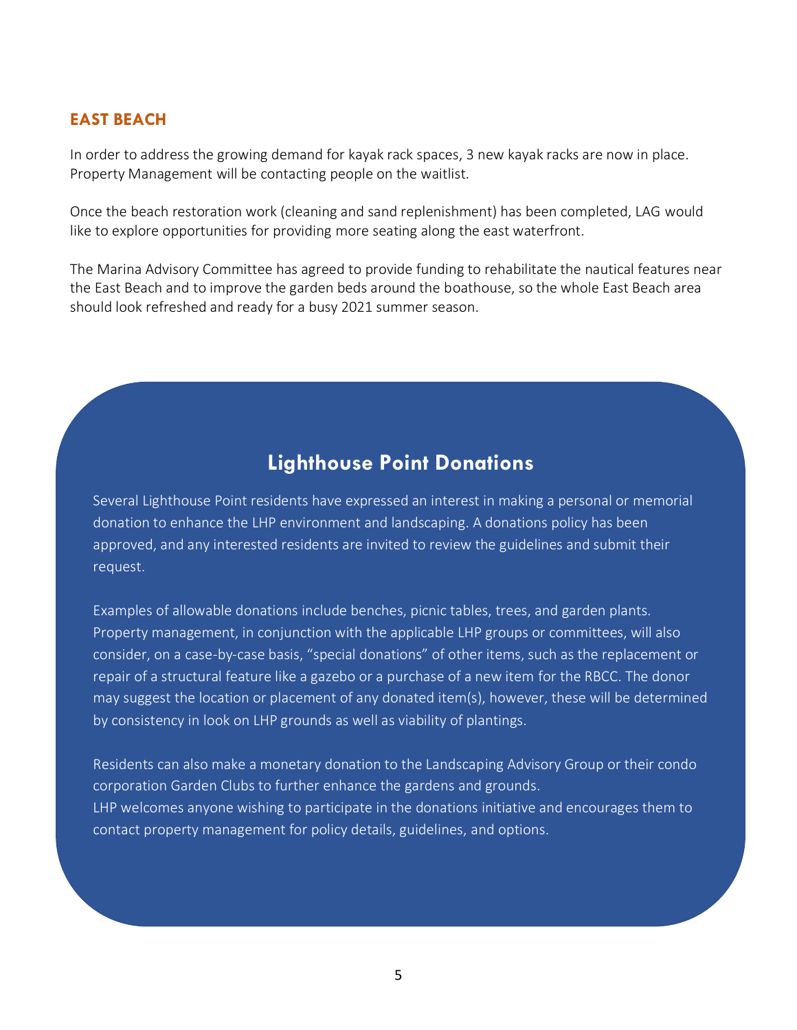## EAST BEACH

In order to address the growing demand for kayak rack spaces, 3 new kayak racks are now in place. Property Management will be contacting people on the waitlist.

Once the beach restoration work (cleaning and sand replenishment) has been completed, LAG would like to explore opportunities for providing more seating along the east waterfront.

The Marina Advisory Committee has agreed to provide funding to rehabilitate the nautical features near the East Beach and to improve the garden beds around the boathouse, so the whole East Beach area should look refreshed and ready for a busy 2021 summer season.

## Lighthouse Point Donations

Several Lighthouse Point residents have expressed an interest in making a personal or memorial donation to enhance the LHP environment and landscaping. A donations policy has been approved, and any interested residents are invited to review the guidelines and submit their request.

Examples of allowable donations include benches, picnic tables, trees, and garden plants. Property management, in conjunction with the applicable LHP groups or committees, will also consider, on a case-by-case basis, "special donations" of other items, such as the replacement or repair of a structural feature like a gazebo or a purchase of a new item for the RBCC. The donor may suggest the location or placement of any donated item(s), however, these will be determined by consistency in look on LHP grounds as well as viability of plantings.

Residents can also make a monetary donation to the Landscaping Advisory Group or their condo corporation Garden Clubs to further enhance the gardens and grounds.
LHP welcomes anyone wishing to participate in the donations initiative and encourages them to contact property management for policy details, guidelines, and options.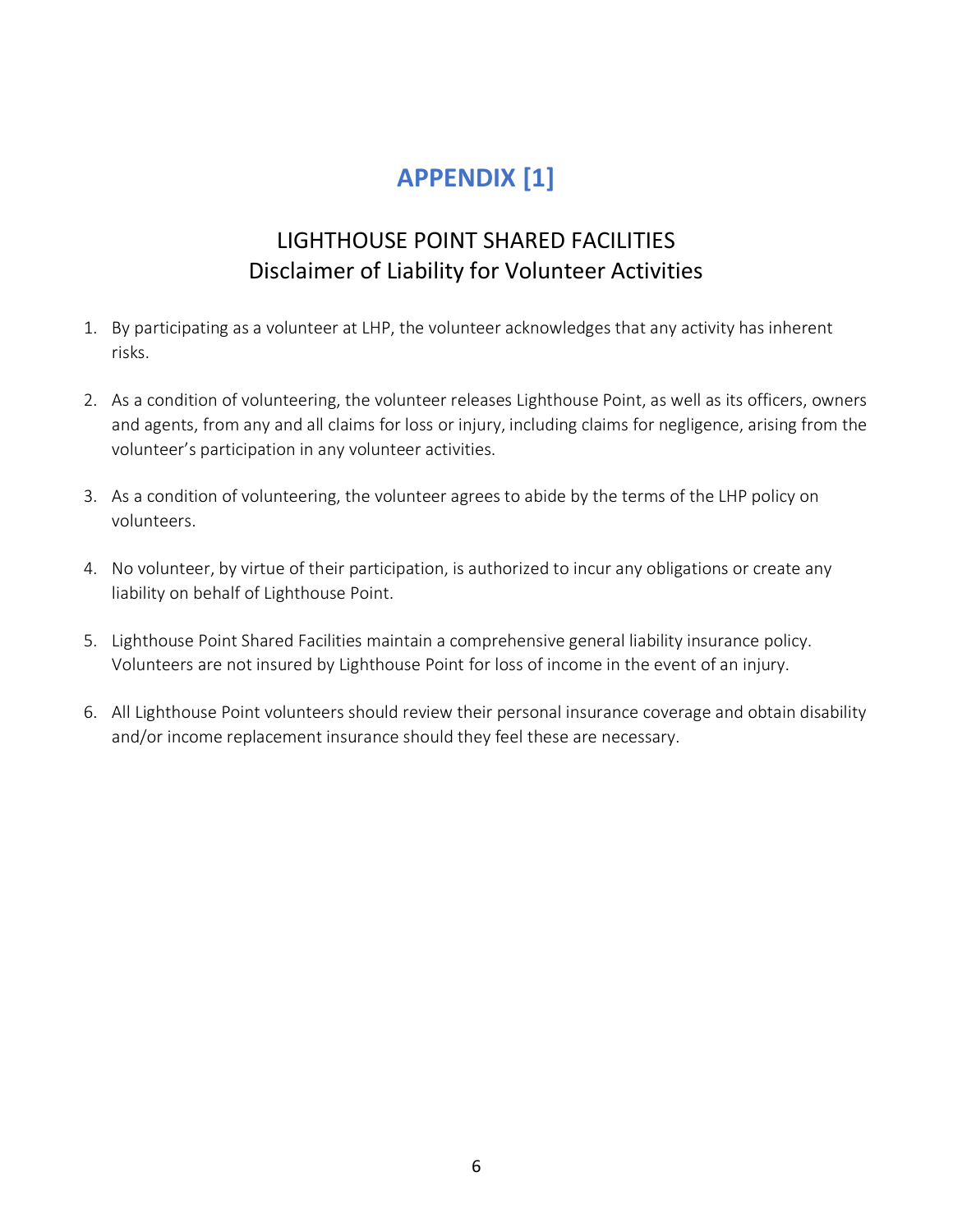# APPENDIX [1]

## LIGHTHOUSE POINT SHARED FACILITIES
## Disclaimer of Liability for Volunteer Activities

1. By participating as a volunteer at LHP, the volunteer acknowledges that any activity has inherent risks.

2. As a condition of volunteering, the volunteer releases Lighthouse Point, as well as its officers, owners and agents, from any and all claims for loss or injury, including claims for negligence, arising from the volunteer's participation in any volunteer activities.

3. As a condition of volunteering, the volunteer agrees to abide by the terms of the LHP policy on volunteers.

4. No volunteer, by virtue of their participation, is authorized to incur any obligations or create any liability on behalf of Lighthouse Point.

5. Lighthouse Point Shared Facilities maintain a comprehensive general liability insurance policy. Volunteers are not insured by Lighthouse Point for loss of income in the event of an injury.

6. All Lighthouse Point volunteers should review their personal insurance coverage and obtain disability and/or income replacement insurance should they feel these are necessary.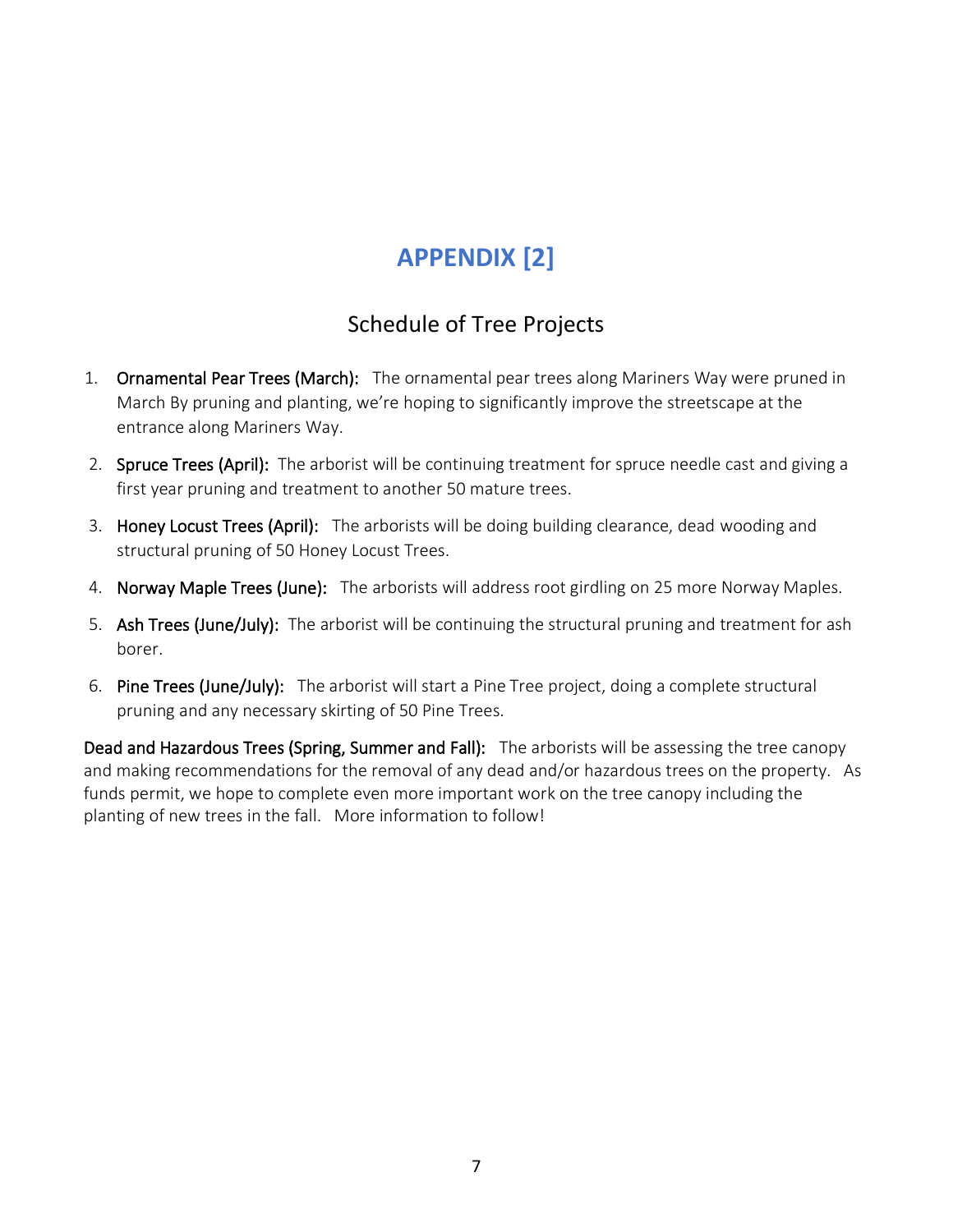# APPENDIX [2]

## Schedule of Tree Projects

1. **Ornamental Pear Trees (March):** The ornamental pear trees along Mariners Way were pruned in March By pruning and planting, we're hoping to significantly improve the streetscape at the entrance along Mariners Way.
2. **Spruce Trees (April):** The arborist will be continuing treatment for spruce needle cast and giving a first year pruning and treatment to another 50 mature trees.
3. **Honey Locust Trees (April):** The arborists will be doing building clearance, dead wooding and structural pruning of 50 Honey Locust Trees.
4. **Norway Maple Trees (June):** The arborists will address root girdling on 25 more Norway Maples.
5. **Ash Trees (June/July):** The arborist will be continuing the structural pruning and treatment for ash borer.
6. **Pine Trees (June/July):** The arborist will start a Pine Tree project, doing a complete structural pruning and any necessary skirting of 50 Pine Trees.

**Dead and Hazardous Trees (Spring, Summer and Fall):** The arborists will be assessing the tree canopy and making recommendations for the removal of any dead and/or hazardous trees on the property. As funds permit, we hope to complete even more important work on the tree canopy including the planting of new trees in the fall. More information to follow!